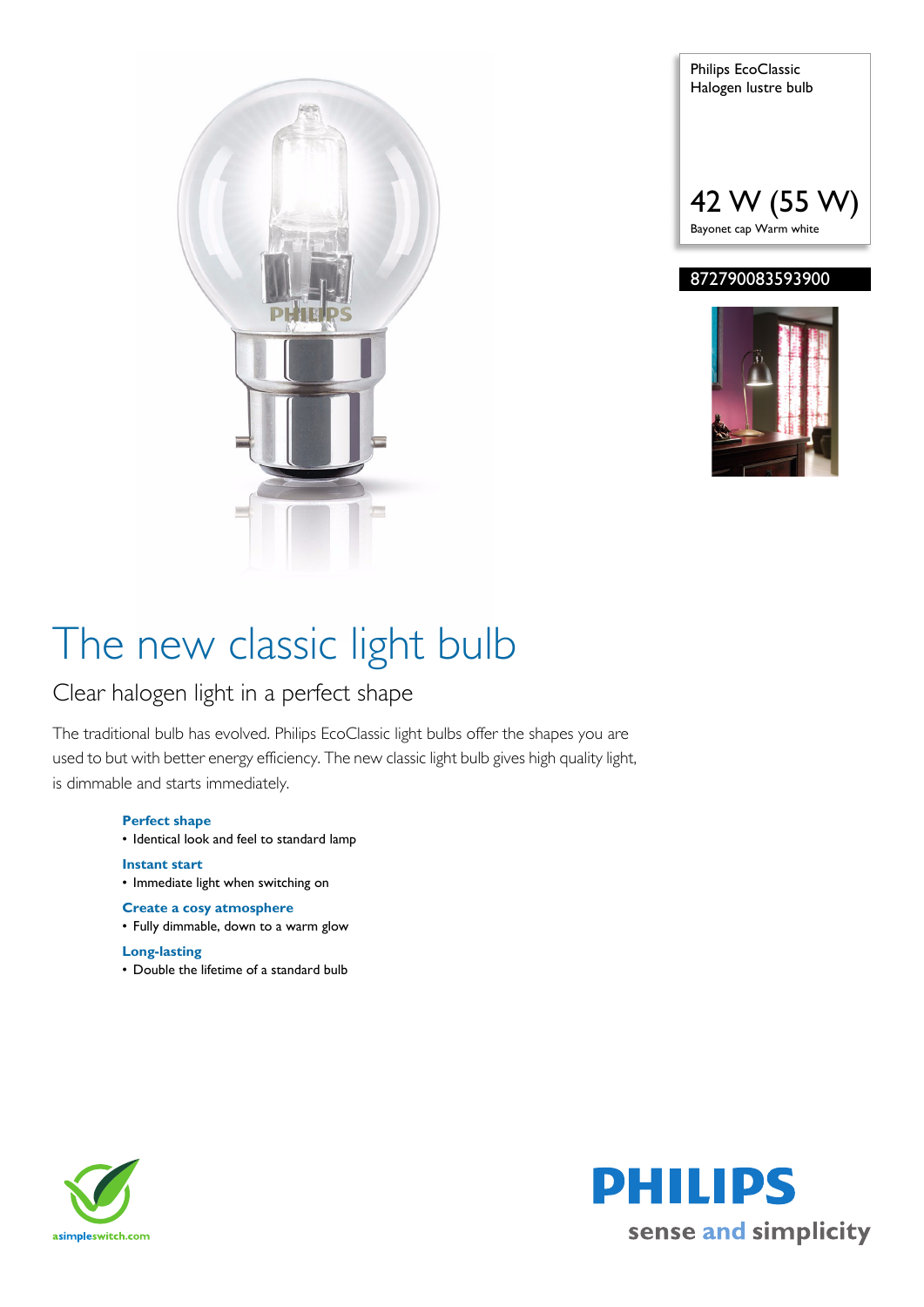Philips EcoClassic
Halogen lustre bulb

42 W (55 W)

Bayonet cap Warm white

872790083593900

# The new classic light bulb

## Clear halogen light in a perfect shape

The traditional bulb has evolved. Philips EcoClassic light bulbs offer the shapes you are used to but with better energy efficiency. The new classic light bulb gives high quality light, is dimmable and starts immediately.

**Perfect shape**
- Identical look and feel to standard lamp

**Instant start**
- Immediate light when switching on

**Create a cosy atmosphere**
- Fully dimmable, down to a warm glow

**Long-lasting**
- Double the lifetime of a standard bulb

asimpleswitch.com

PHILIPS
sense and simplicity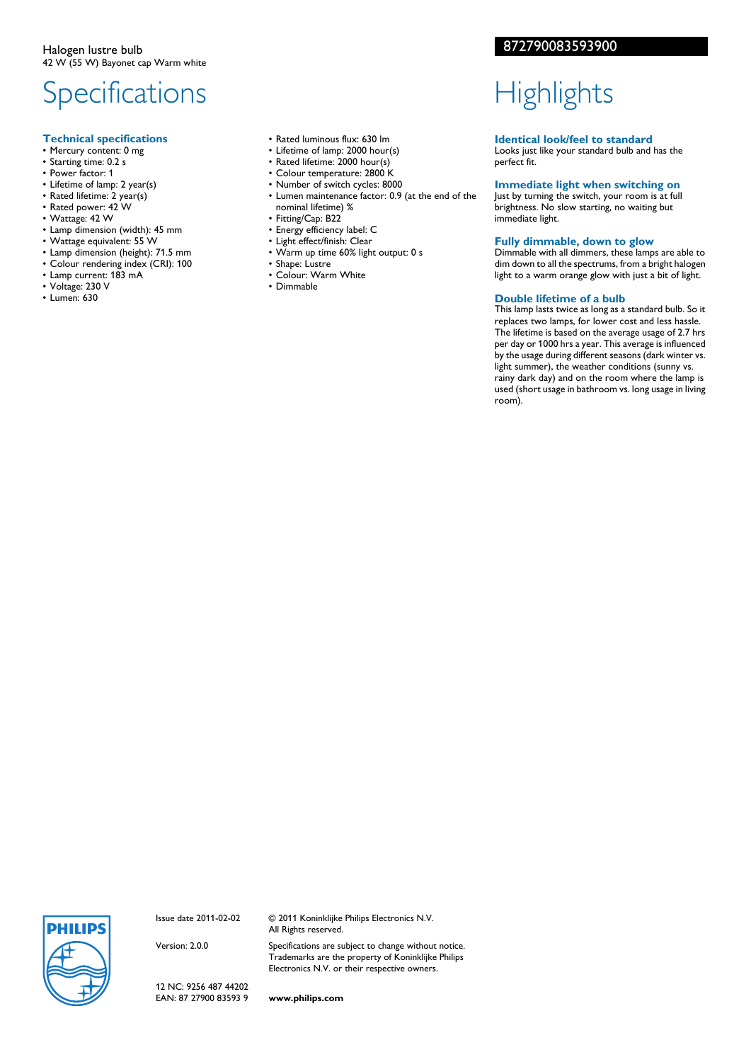Halogen lustre bulb
42 W (55 W) Bayonet cap Warm white

872790083593900

# Specifications

### Technical specifications

- Mercury content: 0 mg
- Starting time: 0.2 s
- Power factor: 1
- Lifetime of lamp: 2 year(s)
- Rated lifetime: 2 year(s)
- Rated power: 42 W
- Wattage: 42 W
- Lamp dimension (width): 45 mm
- Wattage equivalent: 55 W
- Lamp dimension (height): 71.5 mm
- Colour rendering index (CRI): 100
- Lamp current: 183 mA
- Voltage: 230 V
- Lumen: 630
- Rated luminous flux: 630 lm
- Lifetime of lamp: 2000 hour(s)
- Rated lifetime: 2000 hour(s)
- Colour temperature: 2800 K
- Number of switch cycles: 8000
- Lumen maintenance factor: 0.9 (at the end of the nominal lifetime) %
- Fitting/Cap: B22
- Energy efficiency label: C
- Light effect/finish: Clear
- Warm up time 60% light output: 0 s
- Shape: Lustre
- Colour: Warm White
- Dimmable

# Highlights

### Identical look/feel to standard

Looks just like your standard bulb and has the perfect fit.

### Immediate light when switching on

Just by turning the switch, your room is at full brightness. No slow starting, no waiting but immediate light.

### Fully dimmable, down to glow

Dimmable with all dimmers, these lamps are able to dim down to all the spectrums, from a bright halogen light to a warm orange glow with just a bit of light.

### Double lifetime of a bulb

This lamp lasts twice as long as a standard bulb. So it replaces two lamps, for lower cost and less hassle. The lifetime is based on the average usage of 2.7 hrs per day or 1000 hrs a year. This average is influenced by the usage during different seasons (dark winter vs. light summer), the weather conditions (sunny vs. rainy dark day) and on the room where the lamp is used (short usage in bathroom vs. long usage in living room).

PHILIPS

Issue date 2011-02-02

Version: 2.0.0

12 NC: 9256 487 44202
EAN: 87 27900 83593 9

© 2011 Koninklijke Philips Electronics N.V.
All Rights reserved.

Specifications are subject to change without notice. Trademarks are the property of Koninklijke Philips Electronics N.V. or their respective owners.

**www.philips.com**